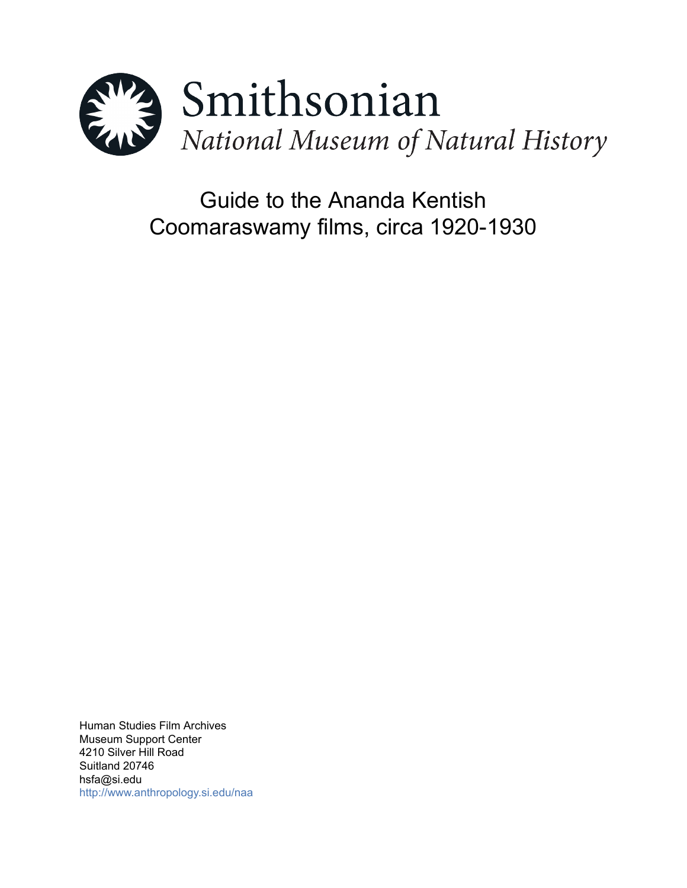Smithsonian
*National Museum of Natural History*

# Guide to the Ananda Kentish Coomaraswamy films, circa 1920-1930

Human Studies Film Archives
Museum Support Center
4210 Silver Hill Road
Suitland 20746
hsfa@si.edu
http://www.anthropology.si.edu/naa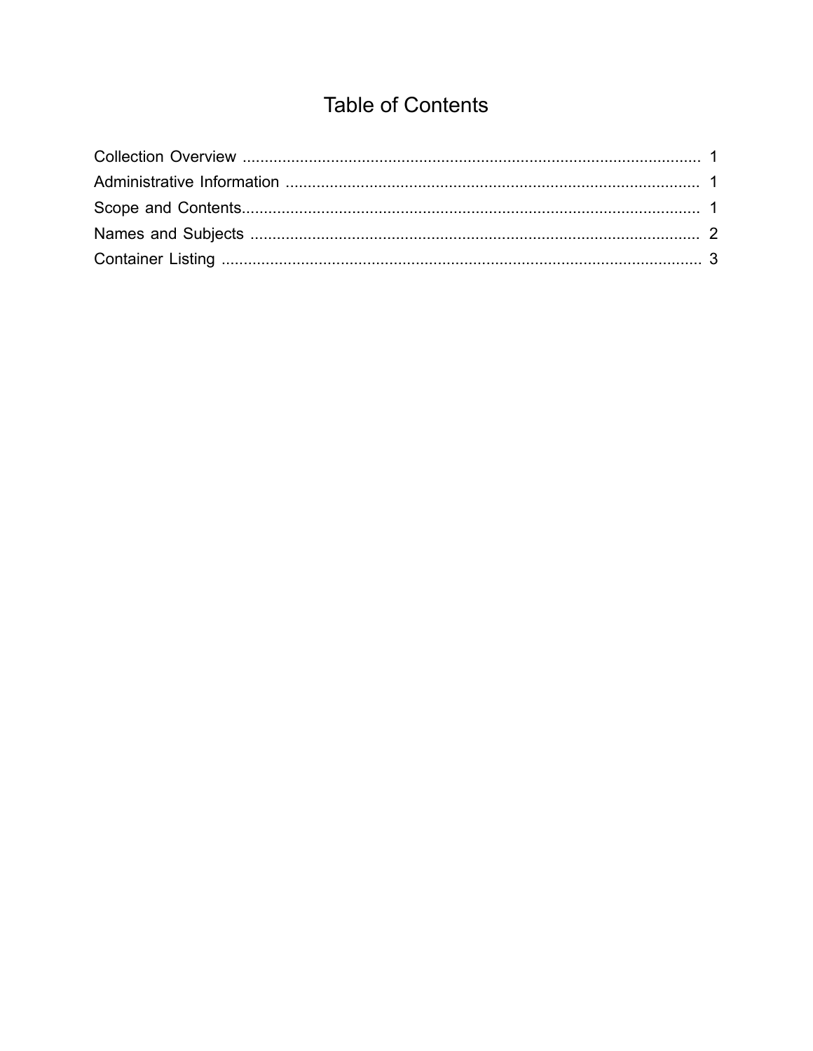# Table of Contents

Collection Overview ........................................................................................................ 1
Administrative Information .............................................................................................. 1
Scope and Contents........................................................................................................ 1
Names and Subjects ...................................................................................................... 2
Container Listing ............................................................................................................. 3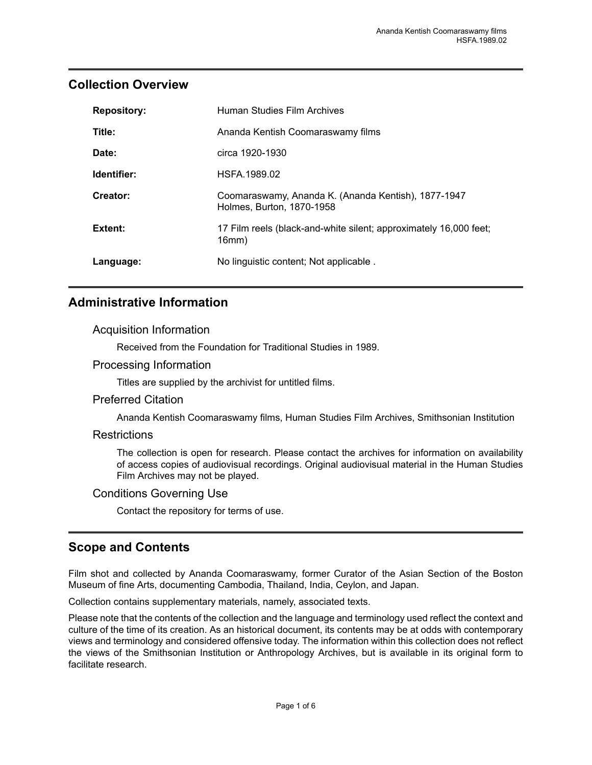## Collection Overview

| | |
|---|---|
| **Repository:** | Human Studies Film Archives |
| **Title:** | Ananda Kentish Coomaraswamy films |
| **Date:** | circa 1920-1930 |
| **Identifier:** | HSFA.1989.02 |
| **Creator:** | Coomaraswamy, Ananda K. (Ananda Kentish), 1877-1947<br>Holmes, Burton, 1870-1958 |
| **Extent:** | 17 Film reels (black-and-white silent; approximately 16,000 feet; 16mm) |
| **Language:** | No linguistic content; Not applicable . |

## Administrative Information

### Acquisition Information

Received from the Foundation for Traditional Studies in 1989.

### Processing Information

Titles are supplied by the archivist for untitled films.

### Preferred Citation

Ananda Kentish Coomaraswamy films, Human Studies Film Archives, Smithsonian Institution

### Restrictions

The collection is open for research. Please contact the archives for information on availability of access copies of audiovisual recordings. Original audiovisual material in the Human Studies Film Archives may not be played.

### Conditions Governing Use

Contact the repository for terms of use.

## Scope and Contents

Film shot and collected by Ananda Coomaraswamy, former Curator of the Asian Section of the Boston Museum of fine Arts, documenting Cambodia, Thailand, India, Ceylon, and Japan.

Collection contains supplementary materials, namely, associated texts.

Please note that the contents of the collection and the language and terminology used reflect the context and culture of the time of its creation. As an historical document, its contents may be at odds with contemporary views and terminology and considered offensive today. The information within this collection does not reflect the views of the Smithsonian Institution or Anthropology Archives, but is available in its original form to facilitate research.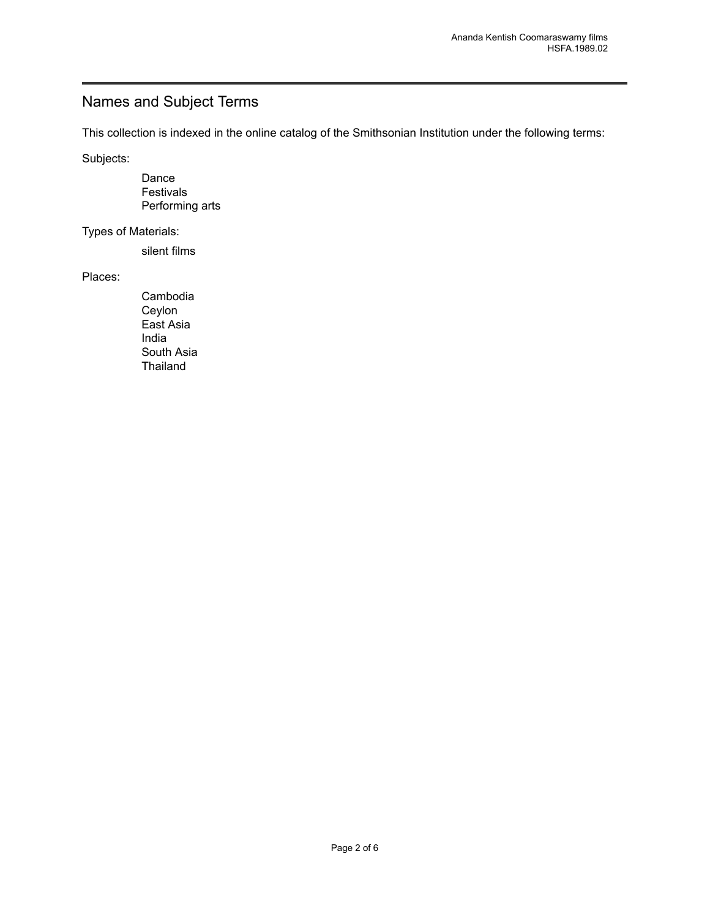## Names and Subject Terms

This collection is indexed in the online catalog of the Smithsonian Institution under the following terms:

Subjects:

- Dance
- Festivals
- Performing arts

Types of Materials:

- silent films

Places:

- Cambodia
- Ceylon
- East Asia
- India
- South Asia
- Thailand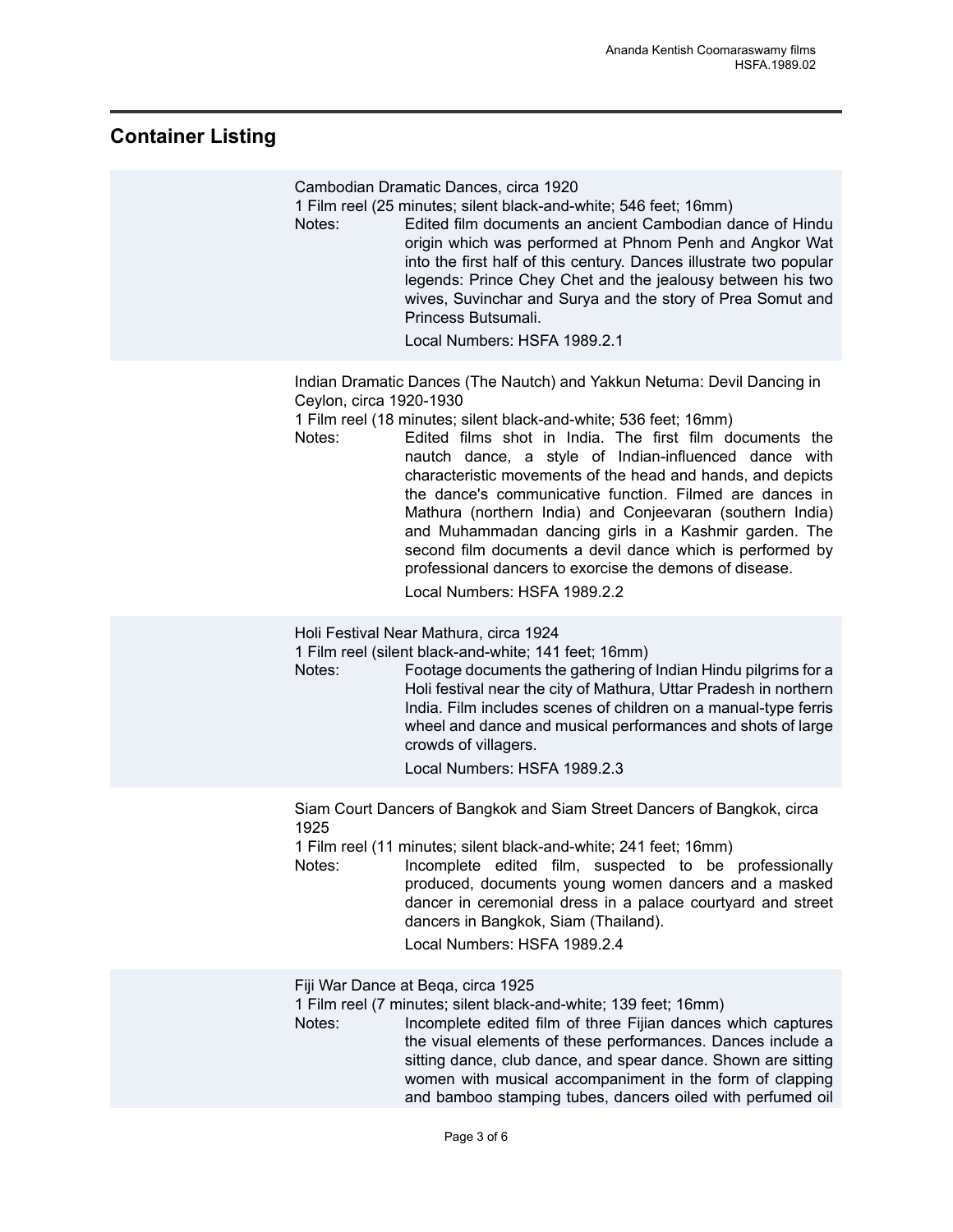## Container Listing

Cambodian Dramatic Dances, circa 1920

1 Film reel (25 minutes; silent black-and-white; 546 feet; 16mm)

Notes: Edited film documents an ancient Cambodian dance of Hindu origin which was performed at Phnom Penh and Angkor Wat into the first half of this century. Dances illustrate two popular legends: Prince Chey Chet and the jealousy between his two wives, Suvinchar and Surya and the story of Prea Somut and Princess Butsumali.

Local Numbers: HSFA 1989.2.1

Indian Dramatic Dances (The Nautch) and Yakkun Netuma: Devil Dancing in Ceylon, circa 1920-1930

1 Film reel (18 minutes; silent black-and-white; 536 feet; 16mm)

Notes: Edited films shot in India. The first film documents the nautch dance, a style of Indian-influenced dance with characteristic movements of the head and hands, and depicts the dance's communicative function. Filmed are dances in Mathura (northern India) and Conjeevaran (southern India) and Muhammadan dancing girls in a Kashmir garden. The second film documents a devil dance which is performed by professional dancers to exorcise the demons of disease.

Local Numbers: HSFA 1989.2.2

Holi Festival Near Mathura, circa 1924

1 Film reel (silent black-and-white; 141 feet; 16mm)

Notes: Footage documents the gathering of Indian Hindu pilgrims for a Holi festival near the city of Mathura, Uttar Pradesh in northern India. Film includes scenes of children on a manual-type ferris wheel and dance and musical performances and shots of large crowds of villagers.

Local Numbers: HSFA 1989.2.3

Siam Court Dancers of Bangkok and Siam Street Dancers of Bangkok, circa 1925

1 Film reel (11 minutes; silent black-and-white; 241 feet; 16mm)

Notes: Incomplete edited film, suspected to be professionally produced, documents young women dancers and a masked dancer in ceremonial dress in a palace courtyard and street dancers in Bangkok, Siam (Thailand).

Local Numbers: HSFA 1989.2.4

Fiji War Dance at Beqa, circa 1925

1 Film reel (7 minutes; silent black-and-white; 139 feet; 16mm)

Notes: Incomplete edited film of three Fijian dances which captures the visual elements of these performances. Dances include a sitting dance, club dance, and spear dance. Shown are sitting women with musical accompaniment in the form of clapping and bamboo stamping tubes, dancers oiled with perfumed oil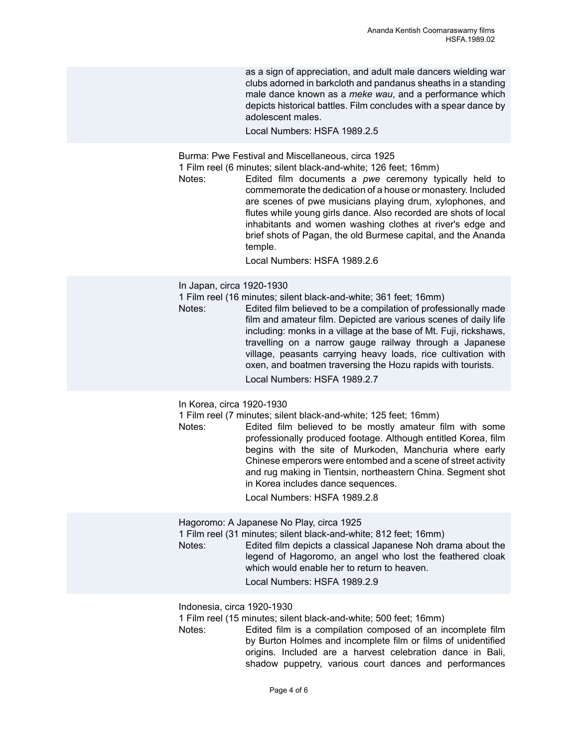as a sign of appreciation, and adult male dancers wielding war clubs adorned in barkcloth and pandanus sheaths in a standing male dance known as a *meke wau*, and a performance which depicts historical battles. Film concludes with a spear dance by adolescent males.

Local Numbers: HSFA 1989.2.5

Burma: Pwe Festival and Miscellaneous, circa 1925

1 Film reel (6 minutes; silent black-and-white; 126 feet; 16mm)

Notes: Edited film documents a *pwe* ceremony typically held to commemorate the dedication of a house or monastery. Included are scenes of pwe musicians playing drum, xylophones, and flutes while young girls dance. Also recorded are shots of local inhabitants and women washing clothes at river's edge and brief shots of Pagan, the old Burmese capital, and the Ananda temple.

Local Numbers: HSFA 1989.2.6

In Japan, circa 1920-1930

1 Film reel (16 minutes; silent black-and-white; 361 feet; 16mm)

Notes: Edited film believed to be a compilation of professionally made film and amateur film. Depicted are various scenes of daily life including: monks in a village at the base of Mt. Fuji, rickshaws, travelling on a narrow gauge railway through a Japanese village, peasants carrying heavy loads, rice cultivation with oxen, and boatmen traversing the Hozu rapids with tourists.

Local Numbers: HSFA 1989.2.7

In Korea, circa 1920-1930

1 Film reel (7 minutes; silent black-and-white; 125 feet; 16mm)

Notes: Edited film believed to be mostly amateur film with some professionally produced footage. Although entitled Korea, film begins with the site of Murkoden, Manchuria where early Chinese emperors were entombed and a scene of street activity and rug making in Tientsin, northeastern China. Segment shot in Korea includes dance sequences.

Local Numbers: HSFA 1989.2.8

Hagoromo: A Japanese No Play, circa 1925

1 Film reel (31 minutes; silent black-and-white; 812 feet; 16mm)

Notes: Edited film depicts a classical Japanese Noh drama about the legend of Hagoromo, an angel who lost the feathered cloak which would enable her to return to heaven.

Local Numbers: HSFA 1989.2.9

Indonesia, circa 1920-1930

1 Film reel (15 minutes; silent black-and-white; 500 feet; 16mm)

Notes: Edited film is a compilation composed of an incomplete film by Burton Holmes and incomplete film or films of unidentified origins. Included are a harvest celebration dance in Bali, shadow puppetry, various court dances and performances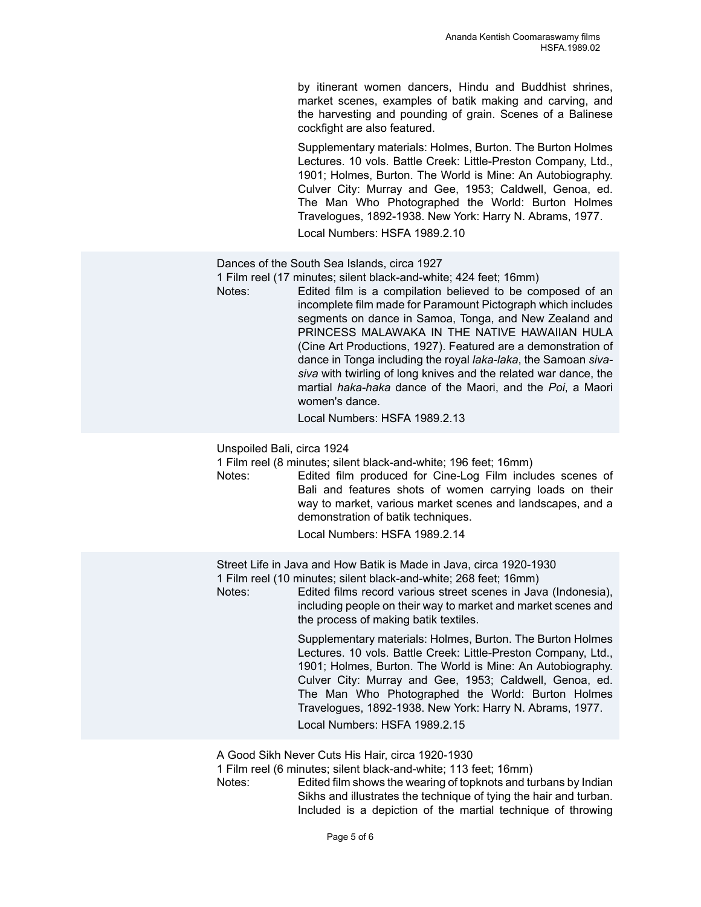by itinerant women dancers, Hindu and Buddhist shrines, market scenes, examples of batik making and carving, and the harvesting and pounding of grain. Scenes of a Balinese cockfight are also featured.

Supplementary materials: Holmes, Burton. The Burton Holmes Lectures. 10 vols. Battle Creek: Little-Preston Company, Ltd., 1901; Holmes, Burton. The World is Mine: An Autobiography. Culver City: Murray and Gee, 1953; Caldwell, Genoa, ed. The Man Who Photographed the World: Burton Holmes Travelogues, 1892-1938. New York: Harry N. Abrams, 1977.

Local Numbers: HSFA 1989.2.10

Dances of the South Sea Islands, circa 1927

1 Film reel (17 minutes; silent black-and-white; 424 feet; 16mm)

Notes: Edited film is a compilation believed to be composed of an incomplete film made for Paramount Pictograph which includes segments on dance in Samoa, Tonga, and New Zealand and PRINCESS MALAWAKA IN THE NATIVE HAWAIIAN HULA (Cine Art Productions, 1927). Featured are a demonstration of dance in Tonga including the royal *laka-laka*, the Samoan *siva-siva* with twirling of long knives and the related war dance, the martial *haka-haka* dance of the Maori, and the *Poi*, a Maori women's dance.

Local Numbers: HSFA 1989.2.13

Unspoiled Bali, circa 1924

1 Film reel (8 minutes; silent black-and-white; 196 feet; 16mm)

Notes: Edited film produced for Cine-Log Film includes scenes of Bali and features shots of women carrying loads on their way to market, various market scenes and landscapes, and a demonstration of batik techniques.

Local Numbers: HSFA 1989.2.14

Street Life in Java and How Batik is Made in Java, circa 1920-1930

1 Film reel (10 minutes; silent black-and-white; 268 feet; 16mm)

Notes: Edited films record various street scenes in Java (Indonesia), including people on their way to market and market scenes and the process of making batik textiles.

Supplementary materials: Holmes, Burton. The Burton Holmes Lectures. 10 vols. Battle Creek: Little-Preston Company, Ltd., 1901; Holmes, Burton. The World is Mine: An Autobiography. Culver City: Murray and Gee, 1953; Caldwell, Genoa, ed. The Man Who Photographed the World: Burton Holmes Travelogues, 1892-1938. New York: Harry N. Abrams, 1977.

Local Numbers: HSFA 1989.2.15

A Good Sikh Never Cuts His Hair, circa 1920-1930

1 Film reel (6 minutes; silent black-and-white; 113 feet; 16mm)

Notes: Edited film shows the wearing of topknots and turbans by Indian Sikhs and illustrates the technique of tying the hair and turban. Included is a depiction of the martial technique of throwing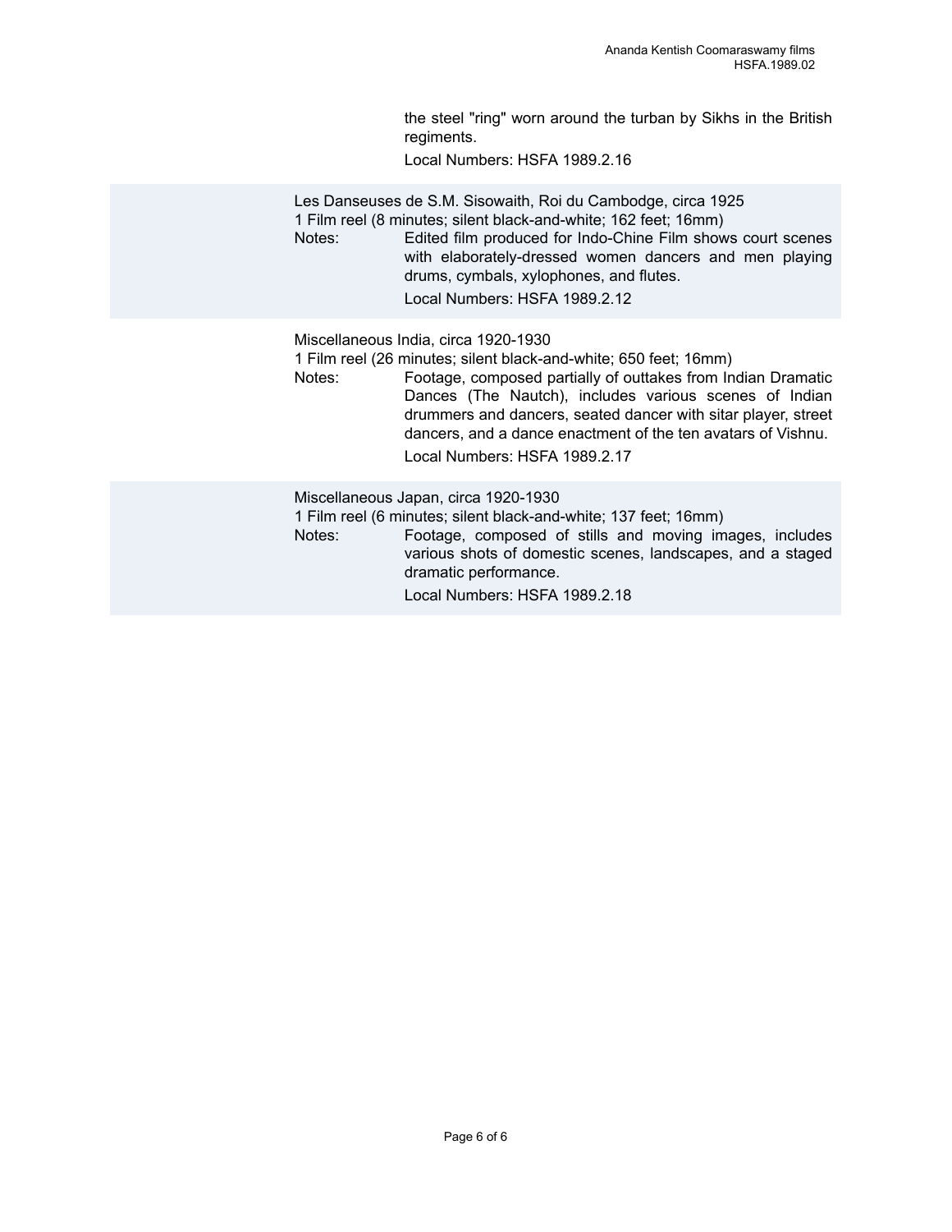the steel "ring" worn around the turban by Sikhs in the British regiments.

Local Numbers: HSFA 1989.2.16

Les Danseuses de S.M. Sisowaith, Roi du Cambodge, circa 1925
1 Film reel (8 minutes; silent black-and-white; 162 feet; 16mm)

Notes: Edited film produced for Indo-Chine Film shows court scenes with elaborately-dressed women dancers and men playing drums, cymbals, xylophones, and flutes.

Local Numbers: HSFA 1989.2.12

Miscellaneous India, circa 1920-1930
1 Film reel (26 minutes; silent black-and-white; 650 feet; 16mm)

Notes: Footage, composed partially of outtakes from Indian Dramatic Dances (The Nautch), includes various scenes of Indian drummers and dancers, seated dancer with sitar player, street dancers, and a dance enactment of the ten avatars of Vishnu.

Local Numbers: HSFA 1989.2.17

Miscellaneous Japan, circa 1920-1930
1 Film reel (6 minutes; silent black-and-white; 137 feet; 16mm)

Notes: Footage, composed of stills and moving images, includes various shots of domestic scenes, landscapes, and a staged dramatic performance.

Local Numbers: HSFA 1989.2.18